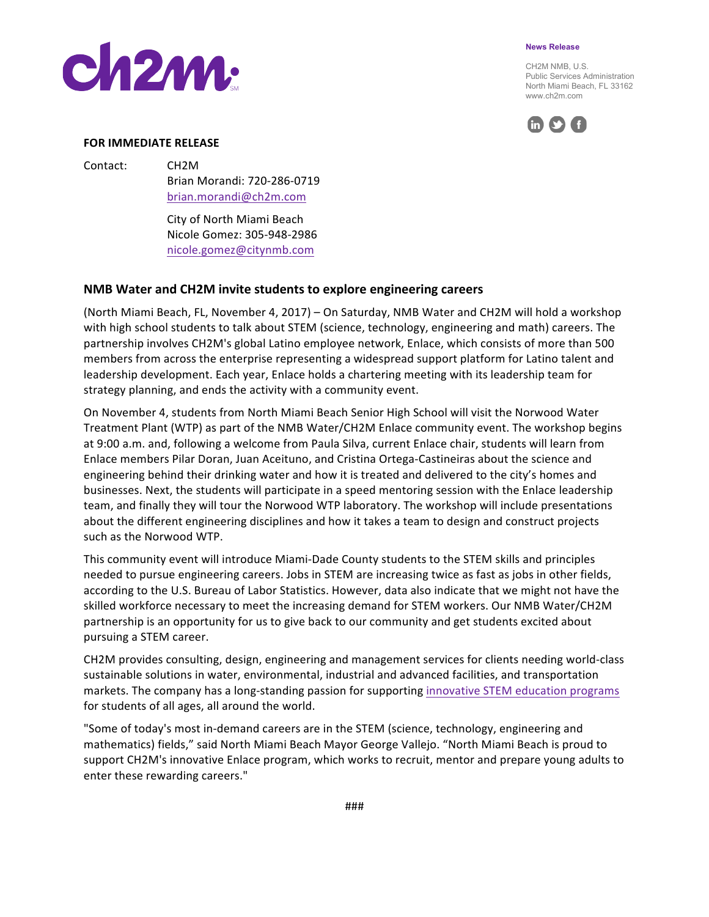ch2m

**News Release**

CH2M NMB, U.S.
Public Services Administration
North Miami Beach, FL 33162
www.ch2m.com

**FOR IMMEDIATE RELEASE**

Contact: CH2M
Brian Morandi: 720-286-0719
brian.morandi@ch2m.com

City of North Miami Beach
Nicole Gomez: 305-948-2986
nicole.gomez@citynmb.com

## NMB Water and CH2M invite students to explore engineering careers

(North Miami Beach, FL, November 4, 2017) – On Saturday, NMB Water and CH2M will hold a workshop with high school students to talk about STEM (science, technology, engineering and math) careers. The partnership involves CH2M's global Latino employee network, Enlace, which consists of more than 500 members from across the enterprise representing a widespread support platform for Latino talent and leadership development. Each year, Enlace holds a chartering meeting with its leadership team for strategy planning, and ends the activity with a community event.

On November 4, students from North Miami Beach Senior High School will visit the Norwood Water Treatment Plant (WTP) as part of the NMB Water/CH2M Enlace community event. The workshop begins at 9:00 a.m. and, following a welcome from Paula Silva, current Enlace chair, students will learn from Enlace members Pilar Doran, Juan Aceituno, and Cristina Ortega-Castineiras about the science and engineering behind their drinking water and how it is treated and delivered to the city's homes and businesses. Next, the students will participate in a speed mentoring session with the Enlace leadership team, and finally they will tour the Norwood WTP laboratory. The workshop will include presentations about the different engineering disciplines and how it takes a team to design and construct projects such as the Norwood WTP.

This community event will introduce Miami-Dade County students to the STEM skills and principles needed to pursue engineering careers. Jobs in STEM are increasing twice as fast as jobs in other fields, according to the U.S. Bureau of Labor Statistics. However, data also indicate that we might not have the skilled workforce necessary to meet the increasing demand for STEM workers. Our NMB Water/CH2M partnership is an opportunity for us to give back to our community and get students excited about pursuing a STEM career.

CH2M provides consulting, design, engineering and management services for clients needing world-class sustainable solutions in water, environmental, industrial and advanced facilities, and transportation markets. The company has a long-standing passion for supporting innovative STEM education programs for students of all ages, all around the world.

"Some of today's most in-demand careers are in the STEM (science, technology, engineering and mathematics) fields," said North Miami Beach Mayor George Vallejo. "North Miami Beach is proud to support CH2M's innovative Enlace program, which works to recruit, mentor and prepare young adults to enter these rewarding careers."

###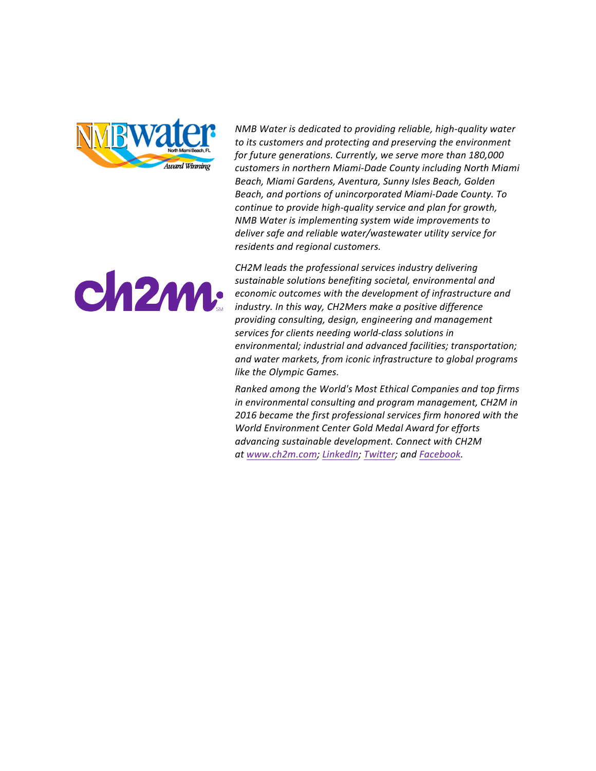*NMB Water is dedicated to providing reliable, high-quality water to its customers and protecting and preserving the environment for future generations. Currently, we serve more than 180,000 customers in northern Miami-Dade County including North Miami Beach, Miami Gardens, Aventura, Sunny Isles Beach, Golden Beach, and portions of unincorporated Miami-Dade County. To continue to provide high-quality service and plan for growth, NMB Water is implementing system wide improvements to deliver safe and reliable water/wastewater utility service for residents and regional customers.*

*CH2M leads the professional services industry delivering sustainable solutions benefiting societal, environmental and economic outcomes with the development of infrastructure and industry. In this way, CH2Mers make a positive difference providing consulting, design, engineering and management services for clients needing world-class solutions in environmental; industrial and advanced facilities; transportation; and water markets, from iconic infrastructure to global programs like the Olympic Games.*

*Ranked among the World's Most Ethical Companies and top firms in environmental consulting and program management, CH2M in 2016 became the first professional services firm honored with the World Environment Center Gold Medal Award for efforts advancing sustainable development. Connect with CH2M at www.ch2m.com; LinkedIn; Twitter; and Facebook.*